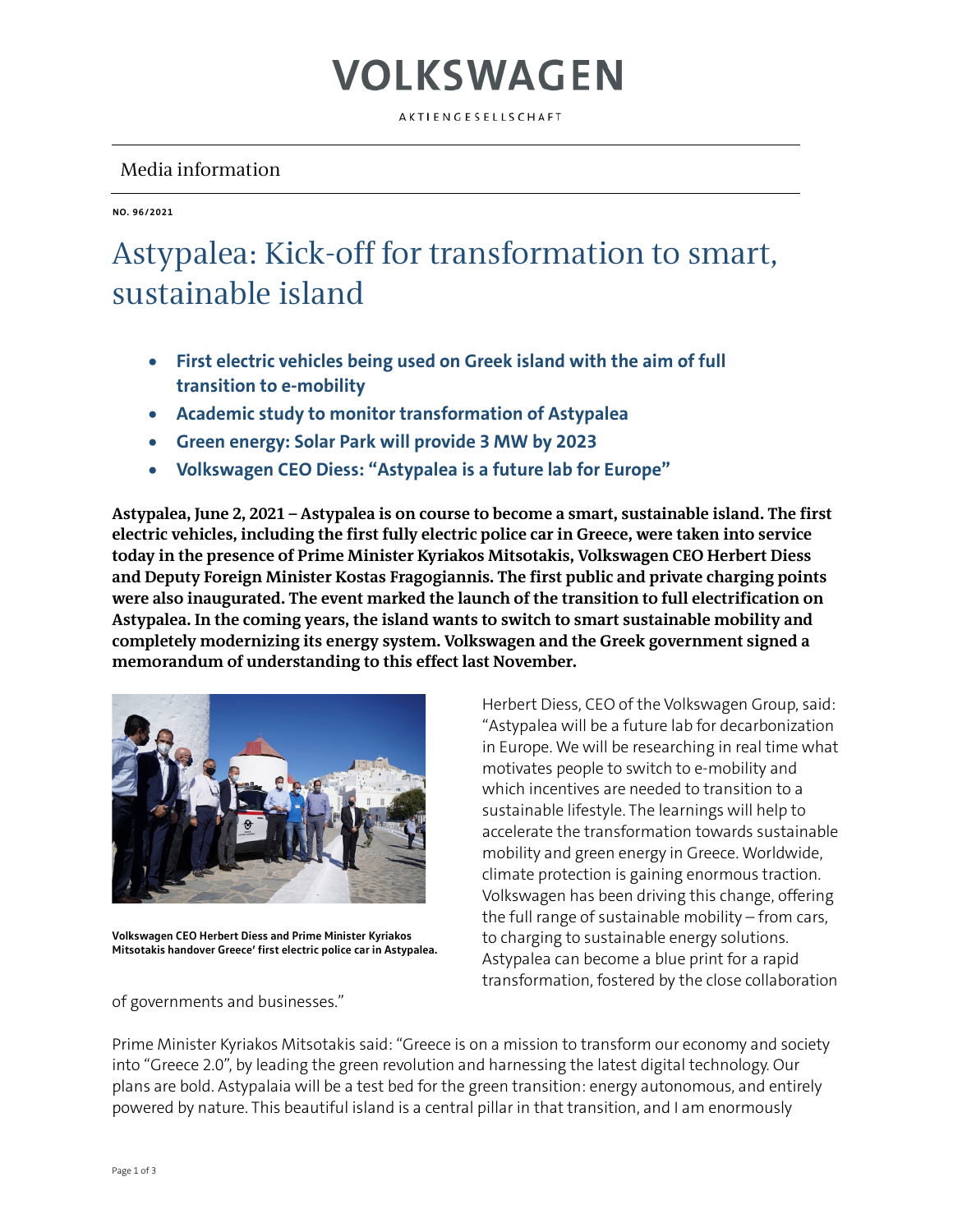# VOLKSWAGEN

AKTIENGESELLSCHAFT

Media information

**NO. 96/2021**

# Astypalea: Kick-off for transformation to smart, sustainable island

- **First electric vehicles being used on Greek island with the aim of full transition to e-mobility**
- **Academic study to monitor transformation of Astypalea**
- **Green energy: Solar Park will provide 3 MW by 2023**
- **Volkswagen CEO Diess: "Astypalea is a future lab for Europe"**

**Astypalea, June 2, 2021 – Astypalea is on course to become a smart, sustainable island. The first electric vehicles, including the first fully electric police car in Greece, were taken into service today in the presence of Prime Minister Kyriakos Mitsotakis, Volkswagen CEO Herbert Diess and Deputy Foreign Minister Kostas Fragogiannis. The first public and private charging points were also inaugurated. The event marked the launch of the transition to full electrification on Astypalea. In the coming years, the island wants to switch to smart sustainable mobility and completely modernizing its energy system. Volkswagen and the Greek government signed a memorandum of understanding to this effect last November.**

**Volkswagen CEO Herbert Diess and Prime Minister Kyriakos Mitsotakis handover Greece' first electric police car in Astypalea.**

Herbert Diess, CEO of the Volkswagen Group, said: "Astypalea will be a future lab for decarbonization in Europe. We will be researching in real time what motivates people to switch to e-mobility and which incentives are needed to transition to a sustainable lifestyle. The learnings will help to accelerate the transformation towards sustainable mobility and green energy in Greece. Worldwide, climate protection is gaining enormous traction. Volkswagen has been driving this change, offering the full range of sustainable mobility – from cars, to charging to sustainable energy solutions. Astypalea can become a blue print for a rapid transformation, fostered by the close collaboration of governments and businesses."

Prime Minister Kyriakos Mitsotakis said: "Greece is on a mission to transform our economy and society into "Greece 2.0", by leading the green revolution and harnessing the latest digital technology. Our plans are bold. Astypalaia will be a test bed for the green transition: energy autonomous, and entirely powered by nature. This beautiful island is a central pillar in that transition, and I am enormously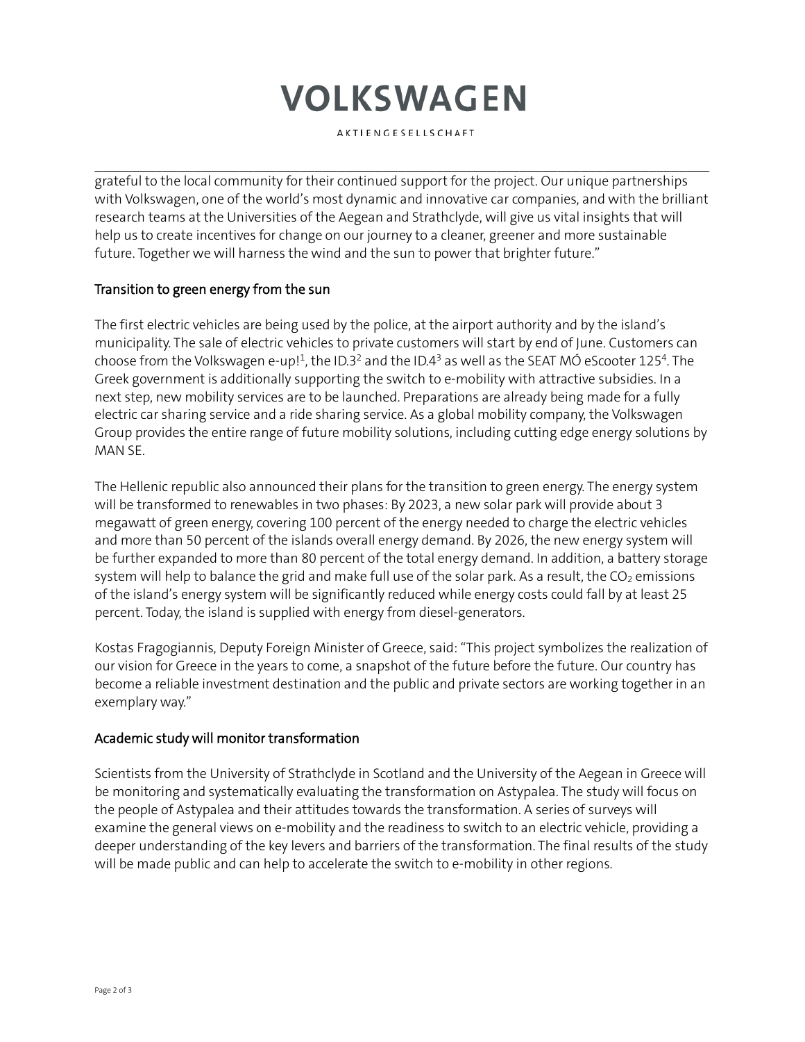grateful to the local community for their continued support for the project. Our unique partnerships with Volkswagen, one of the world's most dynamic and innovative car companies, and with the brilliant research teams at the Universities of the Aegean and Strathclyde, will give us vital insights that will help us to create incentives for change on our journey to a cleaner, greener and more sustainable future. Together we will harness the wind and the sun to power that brighter future."

## Transition to green energy from the sun

The first electric vehicles are being used by the police, at the airport authority and by the island's municipality. The sale of electric vehicles to private customers will start by end of June. Customers can choose from the Volkswagen e-up![1], the ID.3[2] and the ID.4[3] as well as the SEAT MÓ eScooter 125[4]. The Greek government is additionally supporting the switch to e-mobility with attractive subsidies. In a next step, new mobility services are to be launched. Preparations are already being made for a fully electric car sharing service and a ride sharing service. As a global mobility company, the Volkswagen Group provides the entire range of future mobility solutions, including cutting edge energy solutions by MAN SE.

The Hellenic republic also announced their plans for the transition to green energy. The energy system will be transformed to renewables in two phases: By 2023, a new solar park will provide about 3 megawatt of green energy, covering 100 percent of the energy needed to charge the electric vehicles and more than 50 percent of the islands overall energy demand. By 2026, the new energy system will be further expanded to more than 80 percent of the total energy demand. In addition, a battery storage system will help to balance the grid and make full use of the solar park. As a result, the $CO_2$ emissions of the island's energy system will be significantly reduced while energy costs could fall by at least 25 percent. Today, the island is supplied with energy from diesel-generators.

Kostas Fragogiannis, Deputy Foreign Minister of Greece, said: "This project symbolizes the realization of our vision for Greece in the years to come, a snapshot of the future before the future. Our country has become a reliable investment destination and the public and private sectors are working together in an exemplary way."

## Academic study will monitor transformation

Scientists from the University of Strathclyde in Scotland and the University of the Aegean in Greece will be monitoring and systematically evaluating the transformation on Astypalea. The study will focus on the people of Astypalea and their attitudes towards the transformation. A series of surveys will examine the general views on e-mobility and the readiness to switch to an electric vehicle, providing a deeper understanding of the key levers and barriers of the transformation. The final results of the study will be made public and can help to accelerate the switch to e-mobility in other regions.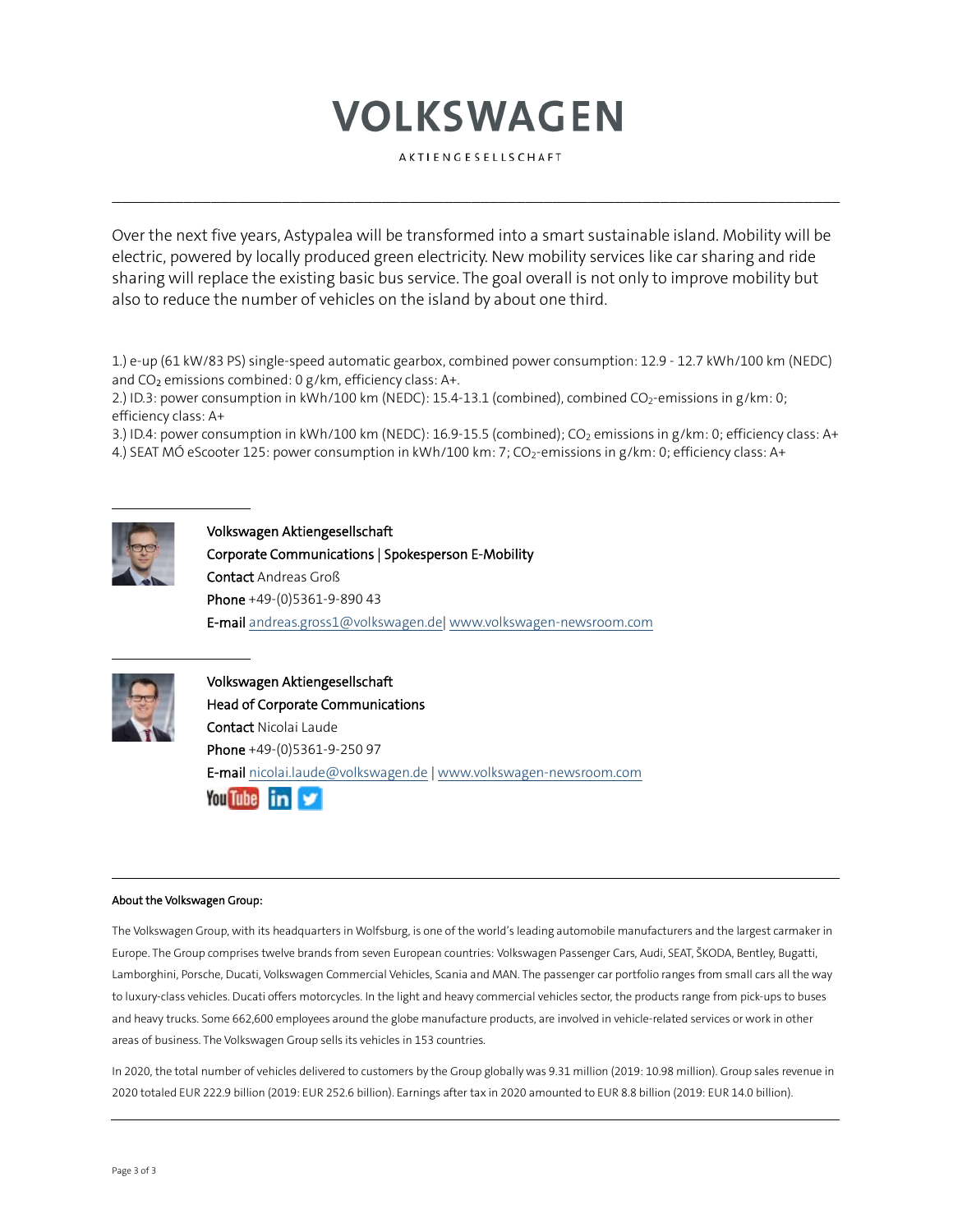# VOLKSWAGEN

AKTIENGESELLSCHAFT

Over the next five years, Astypalea will be transformed into a smart sustainable island. Mobility will be electric, powered by locally produced green electricity. New mobility services like car sharing and ride sharing will replace the existing basic bus service. The goal overall is not only to improve mobility but also to reduce the number of vehicles on the island by about one third.

1.) e-up (61 kW/83 PS) single-speed automatic gearbox, combined power consumption: 12.9 - 12.7 kWh/100 km (NEDC) and $CO_2$ emissions combined: 0 g/km, efficiency class: A+.
2.) ID.3: power consumption in kWh/100 km (NEDC): 15.4-13.1 (combined), combined $CO_2$-emissions in g/km: 0; efficiency class: A+
3.) ID.4: power consumption in kWh/100 km (NEDC): 16.9-15.5 (combined); $CO_2$ emissions in g/km: 0; efficiency class: A+
4.) SEAT MÓ eScooter 125: power consumption in kWh/100 km: 7; $CO_2$-emissions in g/km: 0; efficiency class: A+

Volkswagen Aktiengesellschaft
Corporate Communications | Spokesperson E-Mobility
**Contact** Andreas Groß
**Phone** +49-(0)5361-9-890 43
**E-mail** andreas.gross1@volkswagen.de| www.volkswagen-newsroom.com

Volkswagen Aktiengesellschaft
Head of Corporate Communications
**Contact** Nicolai Laude
**Phone** +49-(0)5361-9-250 97
**E-mail** nicolai.laude@volkswagen.de | www.volkswagen-newsroom.com

**About the Volkswagen Group:**

The Volkswagen Group, with its headquarters in Wolfsburg, is one of the world's leading automobile manufacturers and the largest carmaker in Europe. The Group comprises twelve brands from seven European countries: Volkswagen Passenger Cars, Audi, SEAT, ŠKODA, Bentley, Bugatti, Lamborghini, Porsche, Ducati, Volkswagen Commercial Vehicles, Scania and MAN. The passenger car portfolio ranges from small cars all the way to luxury-class vehicles. Ducati offers motorcycles. In the light and heavy commercial vehicles sector, the products range from pick-ups to buses and heavy trucks. Some 662,600 employees around the globe manufacture products, are involved in vehicle-related services or work in other areas of business. The Volkswagen Group sells its vehicles in 153 countries.

In 2020, the total number of vehicles delivered to customers by the Group globally was 9.31 million (2019: 10.98 million). Group sales revenue in 2020 totaled EUR 222.9 billion (2019: EUR 252.6 billion). Earnings after tax in 2020 amounted to EUR 8.8 billion (2019: EUR 14.0 billion).